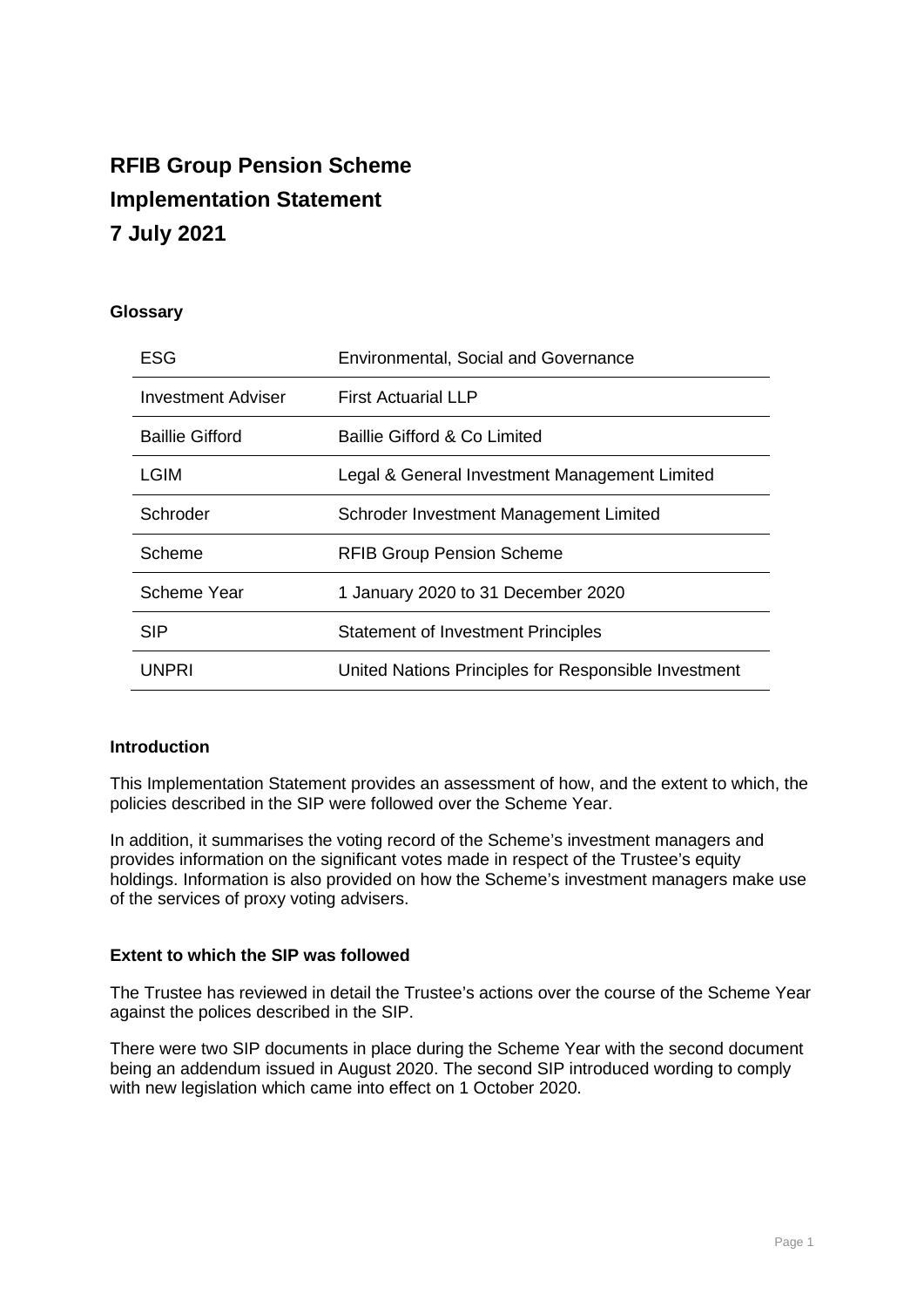# RFIB Group Pension Scheme
# Implementation Statement
# 7 July 2021

**Glossary**

| | |
|---|---|
| ESG | Environmental, Social and Governance |
| Investment Adviser | First Actuarial LLP |
| Baillie Gifford | Baillie Gifford & Co Limited |
| LGIM | Legal & General Investment Management Limited |
| Schroder | Schroder Investment Management Limited |
| Scheme | RFIB Group Pension Scheme |
| Scheme Year | 1 January 2020 to 31 December 2020 |
| SIP | Statement of Investment Principles |
| UNPRI | United Nations Principles for Responsible Investment |

**Introduction**

This Implementation Statement provides an assessment of how, and the extent to which, the policies described in the SIP were followed over the Scheme Year.

In addition, it summarises the voting record of the Scheme's investment managers and provides information on the significant votes made in respect of the Trustee's equity holdings. Information is also provided on how the Scheme's investment managers make use of the services of proxy voting advisers.

**Extent to which the SIP was followed**

The Trustee has reviewed in detail the Trustee's actions over the course of the Scheme Year against the polices described in the SIP.

There were two SIP documents in place during the Scheme Year with the second document being an addendum issued in August 2020. The second SIP introduced wording to comply with new legislation which came into effect on 1 October 2020.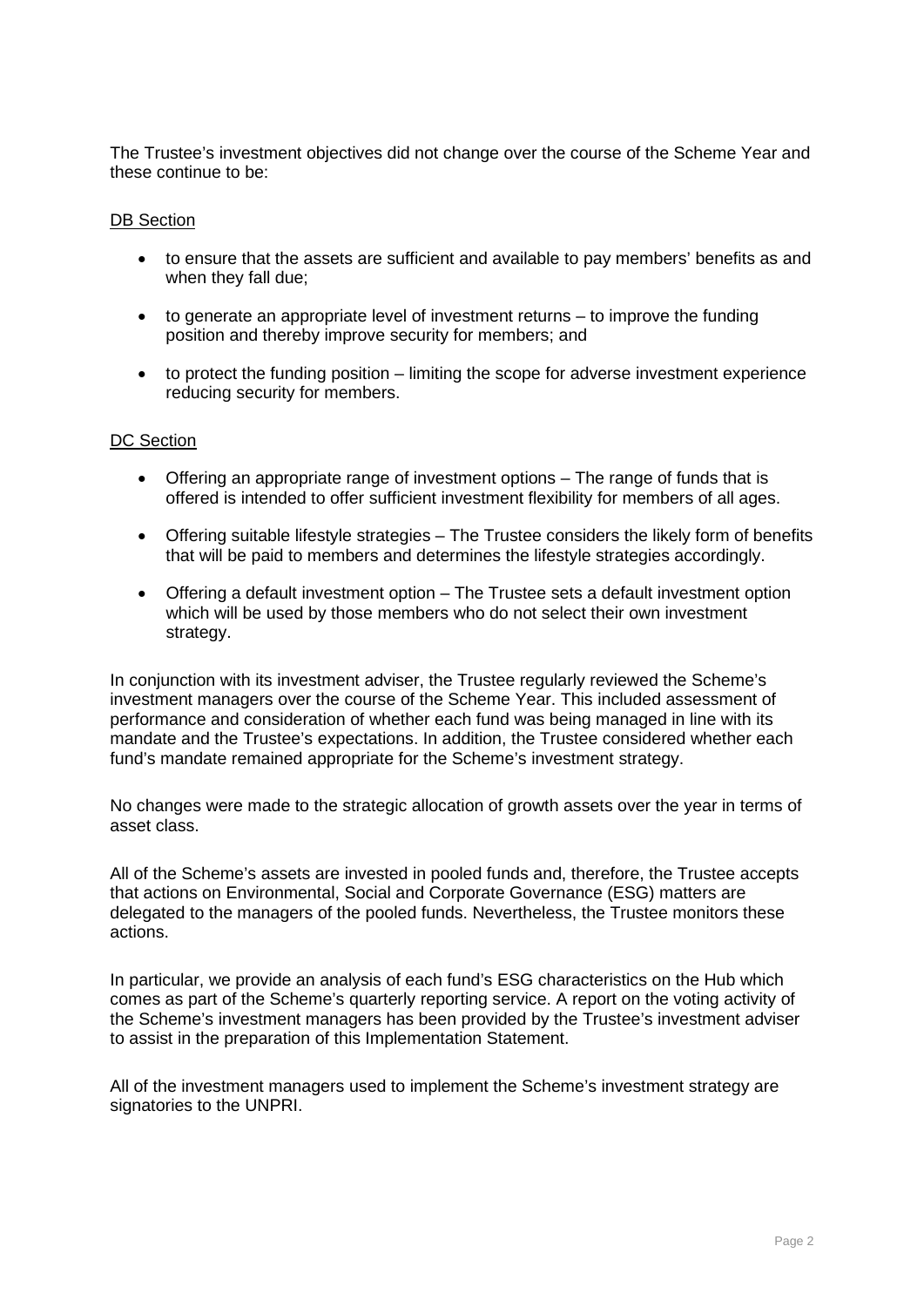The Trustee's investment objectives did not change over the course of the Scheme Year and these continue to be:

<u>DB Section</u>

- to ensure that the assets are sufficient and available to pay members' benefits as and when they fall due;
- to generate an appropriate level of investment returns – to improve the funding position and thereby improve security for members; and
- to protect the funding position – limiting the scope for adverse investment experience reducing security for members.

<u>DC Section</u>

- Offering an appropriate range of investment options – The range of funds that is offered is intended to offer sufficient investment flexibility for members of all ages.
- Offering suitable lifestyle strategies – The Trustee considers the likely form of benefits that will be paid to members and determines the lifestyle strategies accordingly.
- Offering a default investment option – The Trustee sets a default investment option which will be used by those members who do not select their own investment strategy.

In conjunction with its investment adviser, the Trustee regularly reviewed the Scheme's investment managers over the course of the Scheme Year. This included assessment of performance and consideration of whether each fund was being managed in line with its mandate and the Trustee's expectations. In addition, the Trustee considered whether each fund's mandate remained appropriate for the Scheme's investment strategy.

No changes were made to the strategic allocation of growth assets over the year in terms of asset class.

All of the Scheme's assets are invested in pooled funds and, therefore, the Trustee accepts that actions on Environmental, Social and Corporate Governance (ESG) matters are delegated to the managers of the pooled funds. Nevertheless, the Trustee monitors these actions.

In particular, we provide an analysis of each fund's ESG characteristics on the Hub which comes as part of the Scheme's quarterly reporting service. A report on the voting activity of the Scheme's investment managers has been provided by the Trustee's investment adviser to assist in the preparation of this Implementation Statement.

All of the investment managers used to implement the Scheme's investment strategy are signatories to the UNPRI.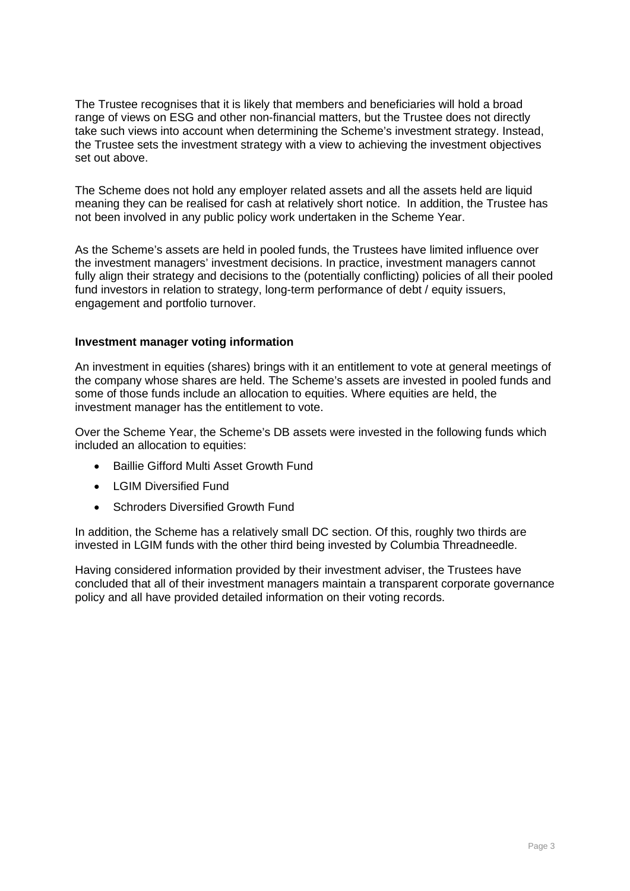The Trustee recognises that it is likely that members and beneficiaries will hold a broad range of views on ESG and other non-financial matters, but the Trustee does not directly take such views into account when determining the Scheme's investment strategy. Instead, the Trustee sets the investment strategy with a view to achieving the investment objectives set out above.

The Scheme does not hold any employer related assets and all the assets held are liquid meaning they can be realised for cash at relatively short notice. In addition, the Trustee has not been involved in any public policy work undertaken in the Scheme Year.

As the Scheme's assets are held in pooled funds, the Trustees have limited influence over the investment managers' investment decisions. In practice, investment managers cannot fully align their strategy and decisions to the (potentially conflicting) policies of all their pooled fund investors in relation to strategy, long-term performance of debt / equity issuers, engagement and portfolio turnover.

**Investment manager voting information**

An investment in equities (shares) brings with it an entitlement to vote at general meetings of the company whose shares are held. The Scheme's assets are invested in pooled funds and some of those funds include an allocation to equities. Where equities are held, the investment manager has the entitlement to vote.

Over the Scheme Year, the Scheme's DB assets were invested in the following funds which included an allocation to equities:

- Baillie Gifford Multi Asset Growth Fund
- LGIM Diversified Fund
- Schroders Diversified Growth Fund

In addition, the Scheme has a relatively small DC section. Of this, roughly two thirds are invested in LGIM funds with the other third being invested by Columbia Threadneedle.

Having considered information provided by their investment adviser, the Trustees have concluded that all of their investment managers maintain a transparent corporate governance policy and all have provided detailed information on their voting records.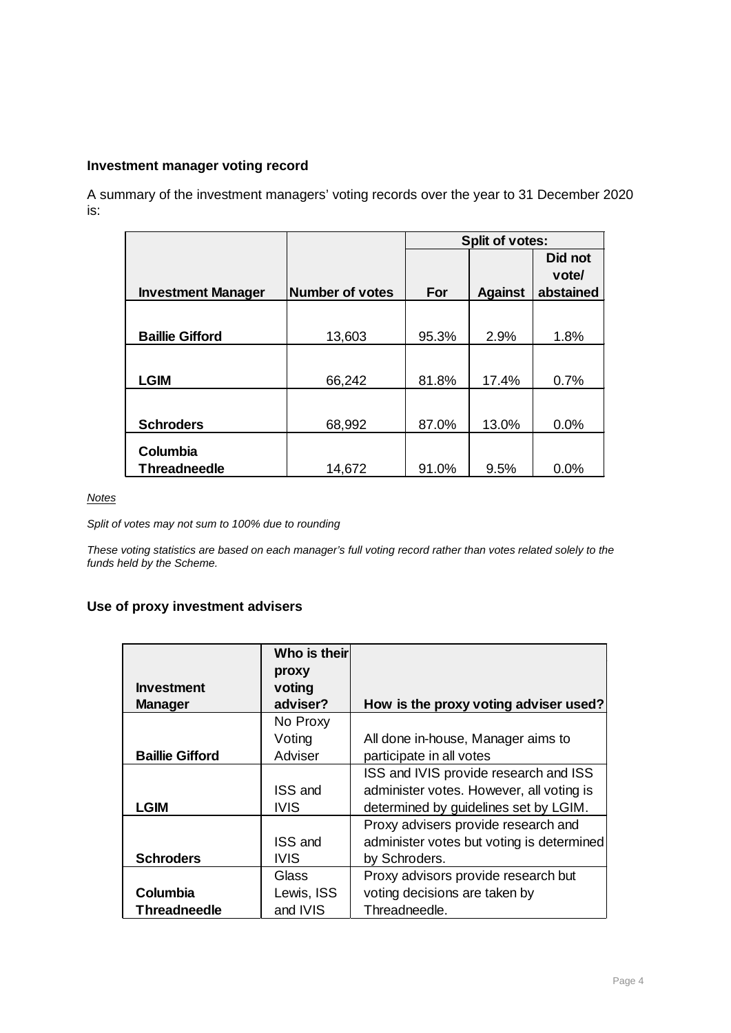### Investment manager voting record

A summary of the investment managers' voting records over the year to 31 December 2020 is:

| Investment Manager | Number of votes | Split of votes: | | |
|---|---|---|---|---|
| | | For | Against | Did not vote/ abstained |
| Baillie Gifford | 13,603 | 95.3% | 2.9% | 1.8% |
| LGIM | 66,242 | 81.8% | 17.4% | 0.7% |
| Schroders | 68,992 | 87.0% | 13.0% | 0.0% |
| Columbia Threadneedle | 14,672 | 91.0% | 9.5% | 0.0% |

*Notes*

*Split of votes may not sum to 100% due to rounding*

*These voting statistics are based on each manager's full voting record rather than votes related solely to the funds held by the Scheme.*

### Use of proxy investment advisers

| Investment Manager | Who is their proxy voting adviser? | How is the proxy voting adviser used? |
|---|---|---|
| Baillie Gifford | No Proxy Voting Adviser | All done in-house, Manager aims to participate in all votes |
| LGIM | ISS and IVIS | ISS and IVIS provide research and ISS administer votes. However, all voting is determined by guidelines set by LGIM. |
| Schroders | ISS and IVIS | Proxy advisers provide research and administer votes but voting is determined by Schroders. |
| Columbia Threadneedle | Glass Lewis, ISS and IVIS | Proxy advisors provide research but voting decisions are taken by Threadneedle. |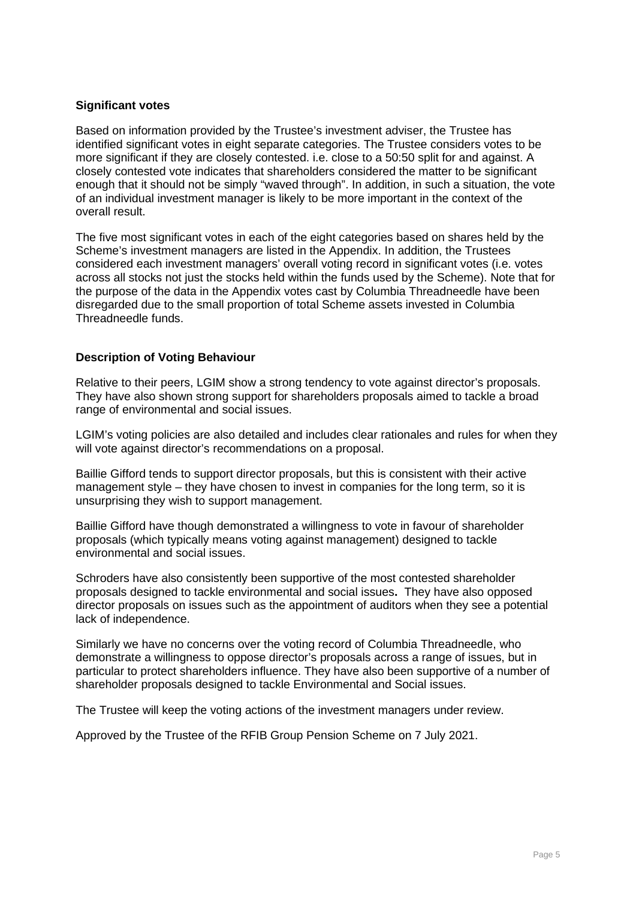**Significant votes**

Based on information provided by the Trustee's investment adviser, the Trustee has identified significant votes in eight separate categories. The Trustee considers votes to be more significant if they are closely contested. i.e. close to a 50:50 split for and against. A closely contested vote indicates that shareholders considered the matter to be significant enough that it should not be simply "waved through". In addition, in such a situation, the vote of an individual investment manager is likely to be more important in the context of the overall result.

The five most significant votes in each of the eight categories based on shares held by the Scheme's investment managers are listed in the Appendix. In addition, the Trustees considered each investment managers' overall voting record in significant votes (i.e. votes across all stocks not just the stocks held within the funds used by the Scheme). Note that for the purpose of the data in the Appendix votes cast by Columbia Threadneedle have been disregarded due to the small proportion of total Scheme assets invested in Columbia Threadneedle funds.

**Description of Voting Behaviour**

Relative to their peers, LGIM show a strong tendency to vote against director's proposals. They have also shown strong support for shareholders proposals aimed to tackle a broad range of environmental and social issues.

LGIM's voting policies are also detailed and includes clear rationales and rules for when they will vote against director's recommendations on a proposal.

Baillie Gifford tends to support director proposals, but this is consistent with their active management style – they have chosen to invest in companies for the long term, so it is unsurprising they wish to support management.

Baillie Gifford have though demonstrated a willingness to vote in favour of shareholder proposals (which typically means voting against management) designed to tackle environmental and social issues.

Schroders have also consistently been supportive of the most contested shareholder proposals designed to tackle environmental and social issues**.** They have also opposed director proposals on issues such as the appointment of auditors when they see a potential lack of independence.

Similarly we have no concerns over the voting record of Columbia Threadneedle, who demonstrate a willingness to oppose director's proposals across a range of issues, but in particular to protect shareholders influence. They have also been supportive of a number of shareholder proposals designed to tackle Environmental and Social issues.

The Trustee will keep the voting actions of the investment managers under review.

Approved by the Trustee of the RFIB Group Pension Scheme on 7 July 2021.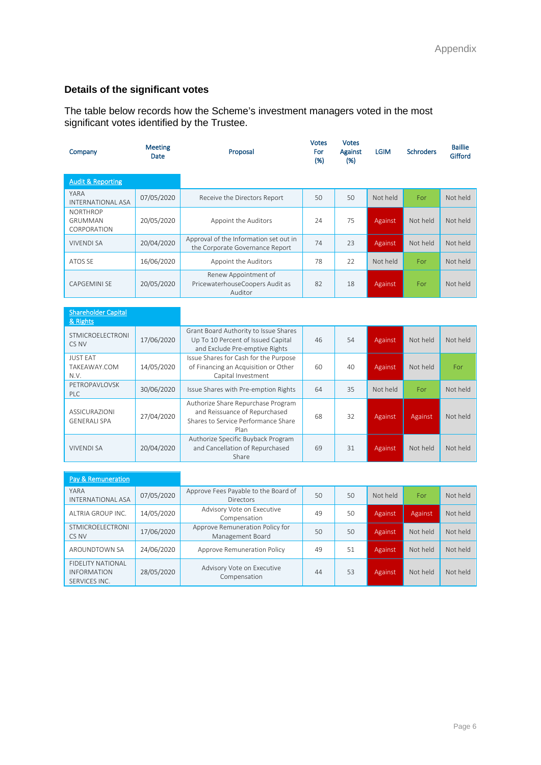## Details of the significant votes

The table below records how the Scheme's investment managers voted in the most significant votes identified by the Trustee.

| Company | Meeting Date | Proposal | Votes For (%) | Votes Against (%) | LGIM | Schroders | Baillie Gifford |
|---|---|---|---|---|---|---|---|
| **Audit & Reporting** | | | | | | | |
| YARA INTERNATIONAL ASA | 07/05/2020 | Receive the Directors Report | 50 | 50 | Not held | For | Not held |
| NORTHROP GRUMMAN CORPORATION | 20/05/2020 | Appoint the Auditors | 24 | 75 | Against | Not held | Not held |
| VIVENDI SA | 20/04/2020 | Approval of the Information set out in the Corporate Governance Report | 74 | 23 | Against | Not held | Not held |
| ATOS SE | 16/06/2020 | Appoint the Auditors | 78 | 22 | Not held | For | Not held |
| CAPGEMINI SE | 20/05/2020 | Renew Appointment of PricewaterhouseCoopers Audit as Auditor | 82 | 18 | Against | For | Not held |
| **Shareholder Capital & Rights** | | | | | | | |
| STMICROELECTRONICS NV | 17/06/2020 | Grant Board Authority to Issue Shares Up To 10 Percent of Issued Capital and Exclude Pre-emptive Rights | 46 | 54 | Against | Not held | Not held |
| JUST EAT TAKEAWAY.COM N.V. | 14/05/2020 | Issue Shares for Cash for the Purpose of Financing an Acquisition or Other Capital Investment | 60 | 40 | Against | Not held | For |
| PETROPAVLOVSK PLC | 30/06/2020 | Issue Shares with Pre-emption Rights | 64 | 35 | Not held | For | Not held |
| ASSICURAZIONI GENERALI SPA | 27/04/2020 | Authorize Share Repurchase Program and Reissuance of Repurchased Shares to Service Performance Share Plan | 68 | 32 | Against | Against | Not held |
| VIVENDI SA | 20/04/2020 | Authorize Specific Buyback Program and Cancellation of Repurchased Share | 69 | 31 | Against | Not held | Not held |
| **Pay & Remuneration** | | | | | | | |
| YARA INTERNATIONAL ASA | 07/05/2020 | Approve Fees Payable to the Board of Directors | 50 | 50 | Not held | For | Not held |
| ALTRIA GROUP INC. | 14/05/2020 | Advisory Vote on Executive Compensation | 49 | 50 | Against | Against | Not held |
| STMICROELECTRONICS NV | 17/06/2020 | Approve Remuneration Policy for Management Board | 50 | 50 | Against | Not held | Not held |
| AROUNDTOWN SA | 24/06/2020 | Approve Remuneration Policy | 49 | 51 | Against | Not held | Not held |
| FIDELITY NATIONAL INFORMATION SERVICES INC. | 28/05/2020 | Advisory Vote on Executive Compensation | 44 | 53 | Against | Not held | Not held |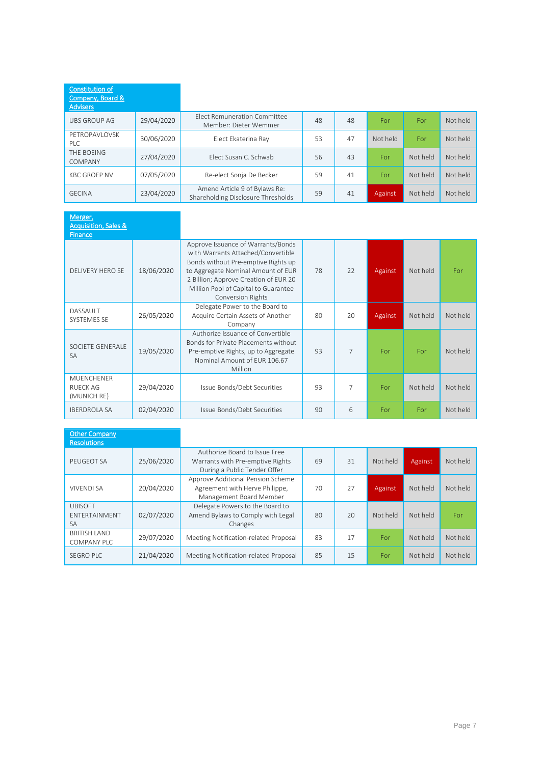| Constitution of Company, Board & Advisers | | | | | | | |
|---|---|---|---|---|---|---|---|
| UBS GROUP AG | 29/04/2020 | Elect Remuneration Committee Member: Dieter Wemmer | 48 | 48 | For | For | Not held |
| PETROPAVLOVSK PLC | 30/06/2020 | Elect Ekaterina Ray | 53 | 47 | Not held | For | Not held |
| THE BOEING COMPANY | 27/04/2020 | Elect Susan C. Schwab | 56 | 43 | For | Not held | Not held |
| KBC GROEP NV | 07/05/2020 | Re-elect Sonja De Becker | 59 | 41 | For | Not held | Not held |
| GECINA | 23/04/2020 | Amend Article 9 of Bylaws Re: Shareholding Disclosure Thresholds | 59 | 41 | Against | Not held | Not held |

| Merger, Acquisition, Sales & Finance | | | | | | | |
|---|---|---|---|---|---|---|---|
| DELIVERY HERO SE | 18/06/2020 | Approve Issuance of Warrants/Bonds with Warrants Attached/Convertible Bonds without Pre-emptive Rights up to Aggregate Nominal Amount of EUR 2 Billion; Approve Creation of EUR 20 Million Pool of Capital to Guarantee Conversion Rights | 78 | 22 | Against | Not held | For |
| DASSAULT SYSTEMES SE | 26/05/2020 | Delegate Power to the Board to Acquire Certain Assets of Another Company | 80 | 20 | Against | Not held | Not held |
| SOCIETE GENERALE SA | 19/05/2020 | Authorize Issuance of Convertible Bonds for Private Placements without Pre-emptive Rights, up to Aggregate Nominal Amount of EUR 106.67 Million | 93 | 7 | For | For | Not held |
| MUENCHENER RUECK AG (MUNICH RE) | 29/04/2020 | Issue Bonds/Debt Securities | 93 | 7 | For | Not held | Not held |
| IBERDROLA SA | 02/04/2020 | Issue Bonds/Debt Securities | 90 | 6 | For | For | Not held |

| Other Company Resolutions | | | | | | | |
|---|---|---|---|---|---|---|---|
| PEUGEOT SA | 25/06/2020 | Authorize Board to Issue Free Warrants with Pre-emptive Rights During a Public Tender Offer | 69 | 31 | Not held | Against | Not held |
| VIVENDI SA | 20/04/2020 | Approve Additional Pension Scheme Agreement with Herve Philippe, Management Board Member | 70 | 27 | Against | Not held | Not held |
| UBISOFT ENTERTAINMENT SA | 02/07/2020 | Delegate Powers to the Board to Amend Bylaws to Comply with Legal Changes | 80 | 20 | Not held | Not held | For |
| BRITISH LAND COMPANY PLC | 29/07/2020 | Meeting Notification-related Proposal | 83 | 17 | For | Not held | Not held |
| SEGRO PLC | 21/04/2020 | Meeting Notification-related Proposal | 85 | 15 | For | Not held | Not held |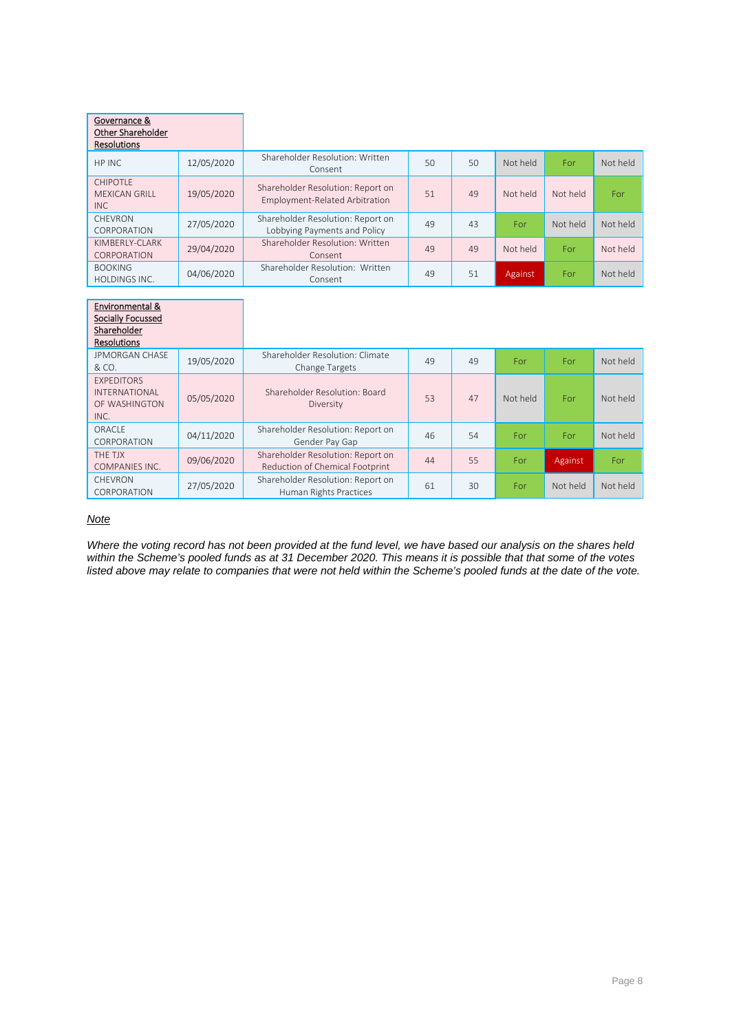| | | | | | | | |
|---|---|---|---|---|---|---|---|
| **Governance & Other Shareholder Resolutions** | | | | | | | |
| HP INC | 12/05/2020 | Shareholder Resolution: Written Consent | 50 | 50 | Not held | For | Not held |
| CHIPOTLE MEXICAN GRILL INC | 19/05/2020 | Shareholder Resolution: Report on Employment-Related Arbitration | 51 | 49 | Not held | Not held | For |
| CHEVRON CORPORATION | 27/05/2020 | Shareholder Resolution: Report on Lobbying Payments and Policy | 49 | 43 | For | Not held | Not held |
| KIMBERLY-CLARK CORPORATION | 29/04/2020 | Shareholder Resolution: Written Consent | 49 | 49 | Not held | For | Not held |
| BOOKING HOLDINGS INC. | 04/06/2020 | Shareholder Resolution: Written Consent | 49 | 51 | Against | For | Not held |
| **Environmental & Socially Focussed Shareholder Resolutions** | | | | | | | |
| JPMORGAN CHASE & CO. | 19/05/2020 | Shareholder Resolution: Climate Change Targets | 49 | 49 | For | For | Not held |
| EXPEDITORS INTERNATIONAL OF WASHINGTON INC. | 05/05/2020 | Shareholder Resolution: Board Diversity | 53 | 47 | Not held | For | Not held |
| ORACLE CORPORATION | 04/11/2020 | Shareholder Resolution: Report on Gender Pay Gap | 46 | 54 | For | For | Not held |
| THE TJX COMPANIES INC. | 09/06/2020 | Shareholder Resolution: Report on Reduction of Chemical Footprint | 44 | 55 | For | Against | For |
| CHEVRON CORPORATION | 27/05/2020 | Shareholder Resolution: Report on Human Rights Practices | 61 | 30 | For | Not held | Not held |

*Note*

*Where the voting record has not been provided at the fund level, we have based our analysis on the shares held within the Scheme's pooled funds as at 31 December 2020. This means it is possible that that some of the votes listed above may relate to companies that were not held within the Scheme's pooled funds at the date of the vote.*